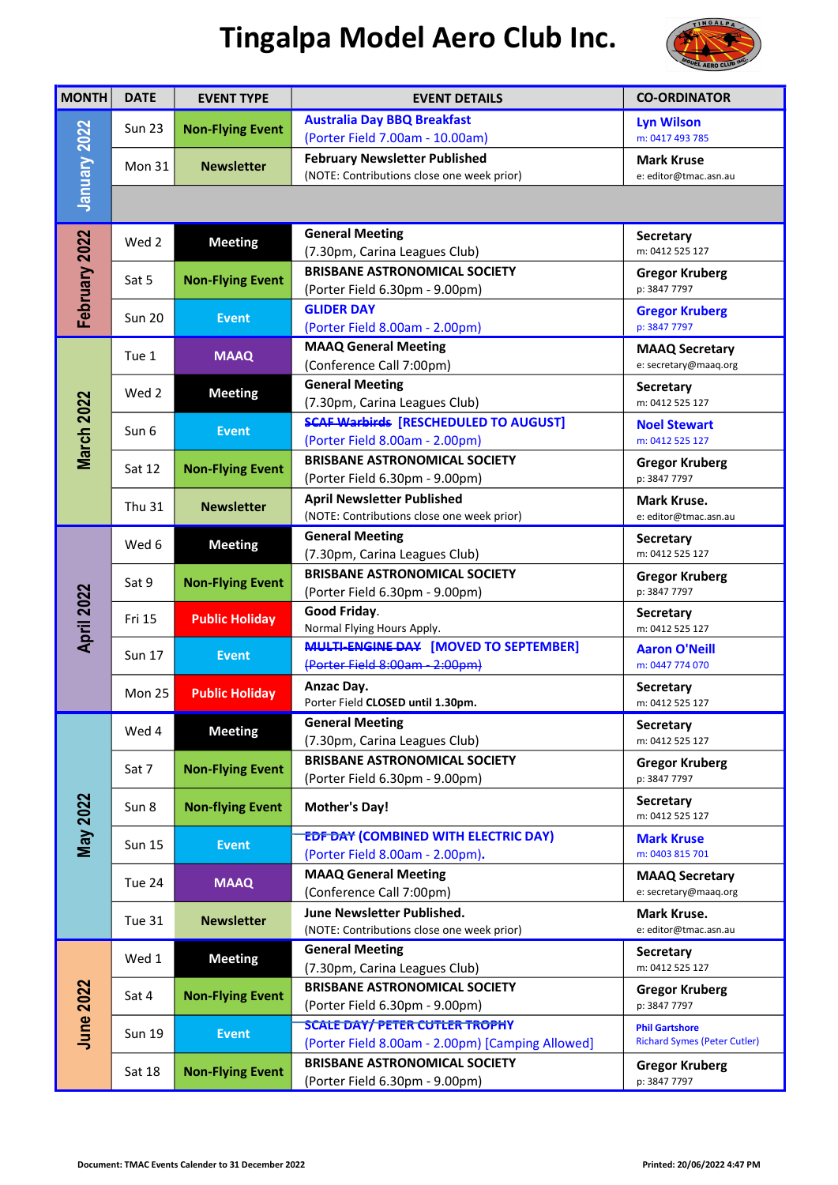# Tingalpa Model Aero Club Inc.

| MONTH | DATE | EVENT TYPE | EVENT DETAILS | CO-ORDINATOR |
|---|---|---|---|---|
| January 2022 | Sun 23 | Non-Flying Event | **Australia Day BBQ Breakfast** (Porter Field 7.00am - 10.00am) | **Lyn Wilson** m: 0417 493 785 |
| | Mon 31 | Newsletter | **February Newsletter Published** (NOTE: Contributions close one week prior) | **Mark Kruse** e: editor@tmac.asn.au |
| | | | | |
| February 2022 | Wed 2 | Meeting | **General Meeting** (7.30pm, Carina Leagues Club) | **Secretary** m: 0412 525 127 |
| | Sat 5 | Non-Flying Event | **BRISBANE ASTRONOMICAL SOCIETY** (Porter Field 6.30pm - 9.00pm) | **Gregor Krugberg** p: 3847 7797 |
| | Sun 20 | Event | **GLIDER DAY** (Porter Field 8.00am - 2.00pm) | **Gregor Krugberg** p: 3847 7797 |
| March 2022 | Tue 1 | MAAQ | **MAAQ General Meeting** (Conference Call 7:00pm) | **MAAQ Secretary** e: secretary@maaq.org |
| | Wed 2 | Meeting | **General Meeting** (7.30pm, Carina Leagues Club) | **Secretary** m: 0412 525 127 |
| | Sun 6 | Event | **~~SCAF Warbirds~~ [RESCHEDULED TO AUGUST]** (Porter Field 8.00am - 2.00pm) | **Noel Stewart** m: 0412 525 127 |
| | Sat 12 | Non-Flying Event | **BRISBANE ASTRONOMICAL SOCIETY** (Porter Field 6.30pm - 9.00pm) | **Gregor Krugberg** p: 3847 7797 |
| | Thu 31 | Newsletter | **April Newsletter Published** (NOTE: Contributions close one week prior) | **Mark Kruse.** e: editor@tmac.asn.au |
| April 2022 | Wed 6 | Meeting | **General Meeting** (7.30pm, Carina Leagues Club) | **Secretary** m: 0412 525 127 |
| | Sat 9 | Non-Flying Event | **BRISBANE ASTRONOMICAL SOCIETY** (Porter Field 6.30pm - 9.00pm) | **Gregor Krugberg** p: 3847 7797 |
| | Fri 15 | Public Holiday | **Good Friday.** Normal Flying Hours Apply. | **Secretary** m: 0412 525 127 |
| | Sun 17 | Event | **~~MULTI-ENGINE DAY~~ [MOVED TO SEPTEMBER]** ~~(Porter Field 8:00am - 2:00pm)~~ | **Aaron O'Neill** m: 0447 774 070 |
| | Mon 25 | Public Holiday | **Anzac Day.** Porter Field **CLOSED until 1.30pm.** | **Secretary** m: 0412 525 127 |
| May 2022 | Wed 4 | Meeting | **General Meeting** (7.30pm, Carina Leagues Club) | **Secretary** m: 0412 525 127 |
| | Sat 7 | Non-Flying Event | **BRISBANE ASTRONOMICAL SOCIETY** (Porter Field 6.30pm - 9.00pm) | **Gregor Krugberg** p: 3847 7797 |
| | Sun 8 | Non-flying Event | **Mother's Day!** | **Secretary** m: 0412 525 127 |
| | Sun 15 | Event | **~~EDF DAY~~ (COMBINED WITH ELECTRIC DAY)** (Porter Field 8.00am - 2.00pm). | **Mark Kruse** m: 0403 815 701 |
| | Tue 24 | MAAQ | **MAAQ General Meeting** (Conference Call 7:00pm) | **MAAQ Secretary** e: secretary@maaq.org |
| | Tue 31 | Newsletter | **June Newsletter Published.** (NOTE: Contributions close one week prior) | **Mark Kruse.** e: editor@tmac.asn.au |
| June 2022 | Wed 1 | Meeting | **General Meeting** (7.30pm, Carina Leagues Club) | **Secretary** m: 0412 525 127 |
| | Sat 4 | Non-Flying Event | **BRISBANE ASTRONOMICAL SOCIETY** (Porter Field 6.30pm - 9.00pm) | **Gregor Krugberg** p: 3847 7797 |
| | Sun 19 | Event | **~~SCALE DAY / PETER CUTLER TROPHY~~** (Porter Field 8.00am - 2.00pm) [Camping Allowed] | **Phil Gartshore** Richard Symes (Peter Cutler) |
| | Sat 18 | Non-Flying Event | **BRISBANE ASTRONOMICAL SOCIETY** (Porter Field 6.30pm - 9.00pm) | **Gregor Krugberg** p: 3847 7797 |

Document: TMAC Events Calender to 31 December 2022 | Printed: 20/06/2022 4:47 PM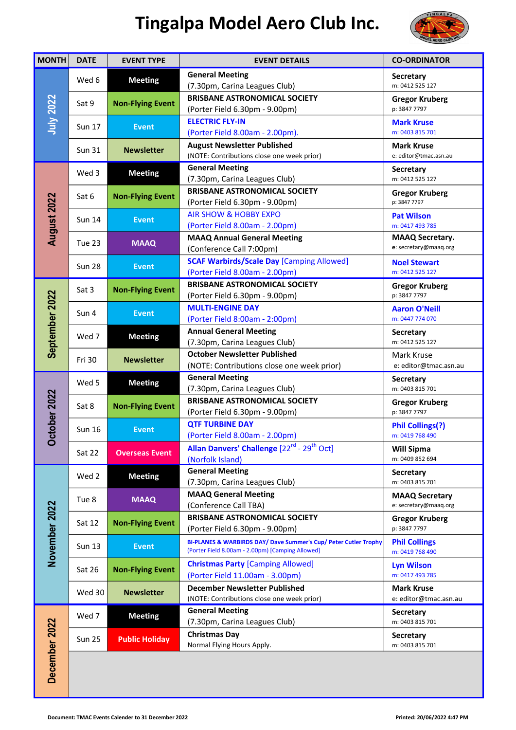# Tingalpa Model Aero Club Inc.

| MONTH | DATE | EVENT TYPE | EVENT DETAILS | CO-ORDINATOR |
|---|---|---|---|---|
| July 2022 | Wed 6 | Meeting | **General Meeting** (7.30pm, Carina Leagues Club) | **Secretary** m: 0412 525 127 |
| | Sat 9 | Non-Flying Event | **BRISBANE ASTRONOMICAL SOCIETY** (Porter Field 6.30pm - 9.00pm) | **Gregor Kruberg** p: 3847 7797 |
| | Sun 17 | Event | **ELECTRIC FLY-IN** (Porter Field 8.00am - 2.00pm). | **Mark Kruse** m: 0403 815 701 |
| | Sun 31 | Newsletter | **August Newsletter Published** (NOTE: Contributions close one week prior) | **Mark Kruse** e: editor@tmac.asn.au |
| August 2022 | Wed 3 | Meeting | **General Meeting** (7.30pm, Carina Leagues Club) | **Secretary** m: 0412 525 127 |
| | Sat 6 | Non-Flying Event | **BRISBANE ASTRONOMICAL SOCIETY** (Porter Field 6.30pm - 9.00pm) | **Gregor Kruberg** p: 3847 7797 |
| | Sun 14 | Event | AIR SHOW & HOBBY EXPO (Porter Field 8.00am - 2.00pm) | **Pat Wilson** m: 0417 493 785 |
| | Tue 23 | MAAQ | **MAAQ Annual General Meeting** (Conference Call 7:00pm) | **MAAQ Secretary.** e: secretary@maaq.org |
| | Sun 28 | Event | **SCAF Warbirds/Scale Day** [Camping Allowed] (Porter Field 8.00am - 2.00pm) | **Noel Stewart** m: 0412 525 127 |
| September 2022 | Sat 3 | Non-Flying Event | **BRISBANE ASTRONOMICAL SOCIETY** (Porter Field 6.30pm - 9.00pm) | **Gregor Kruberg** p: 3847 7797 |
| | Sun 4 | Event | **MULTI-ENGINE DAY** (Porter Field 8:00am - 2:00pm) | **Aaron O'Neill** m: 0447 774 070 |
| | Wed 7 | Meeting | **Annual General Meeting** (7.30pm, Carina Leagues Club) | **Secretary** m: 0412 525 127 |
| | Fri 30 | Newsletter | **October Newsletter Published** (NOTE: Contributions close one week prior) | Mark Kruse e: editor@tmac.asn.au |
| October 2022 | Wed 5 | Meeting | **General Meeting** (7.30pm, Carina Leagues Club) | **Secretary** m: 0403 815 701 |
| | Sat 8 | Non-Flying Event | **BRISBANE ASTRONOMICAL SOCIETY** (Porter Field 6.30pm - 9.00pm) | **Gregor Kruberg** p: 3847 7797 |
| | Sun 16 | Event | **QTF TURBINE DAY** (Porter Field 8.00am - 2.00pm) | **Phil Collings(?)** m: 0419 768 490 |
| | Sat 22 | Overseas Event | **Allan Danvers' Challenge** [22rd - 29th Oct] (Norfolk Island) | **Will Sipma** m: 0409 852 694 |
| November 2022 | Wed 2 | Meeting | **General Meeting** (7.30pm, Carina Leagues Club) | **Secretary** m: 0403 815 701 |
| | Tue 8 | MAAQ | **MAAQ General Meeting** (Conference Call TBA) | **MAAQ Secretary** e: secretary@maaq.org |
| | Sat 12 | Non-Flying Event | **BRISBANE ASTRONOMICAL SOCIETY** (Porter Field 6.30pm - 9.00pm) | **Gregor Kruberg** p: 3847 7797 |
| | Sun 13 | Event | **BI-PLANES & WARBIRDS DAY/ Dave Summer's Cup/ Peter Cutler Trophy** (Porter Field 8.00am - 2.00pm) [Camping Allowed] | **Phil Collings** m: 0419 768 490 |
| | Sat 26 | Non-Flying Event | **Christmas Party** [Camping Allowed] (Porter Field 11.00am - 3.00pm) | **Lyn Wilson** m: 0417 493 785 |
| | Wed 30 | Newsletter | **December Newsletter Published** (NOTE: Contributions close one week prior) | **Mark Kruse** e: editor@tmac.asn.au |
| December 2022 | Wed 7 | Meeting | **General Meeting** (7.30pm, Carina Leagues Club) | **Secretary** m: 0403 815 701 |
| | Sun 25 | Public Holiday | **Christmas Day** Normal Flying Hours Apply. | **Secretary** m: 0403 815 701 |

Document: TMAC Events Calender to 31 December 2022

Printed: 20/06/2022 4:47 PM